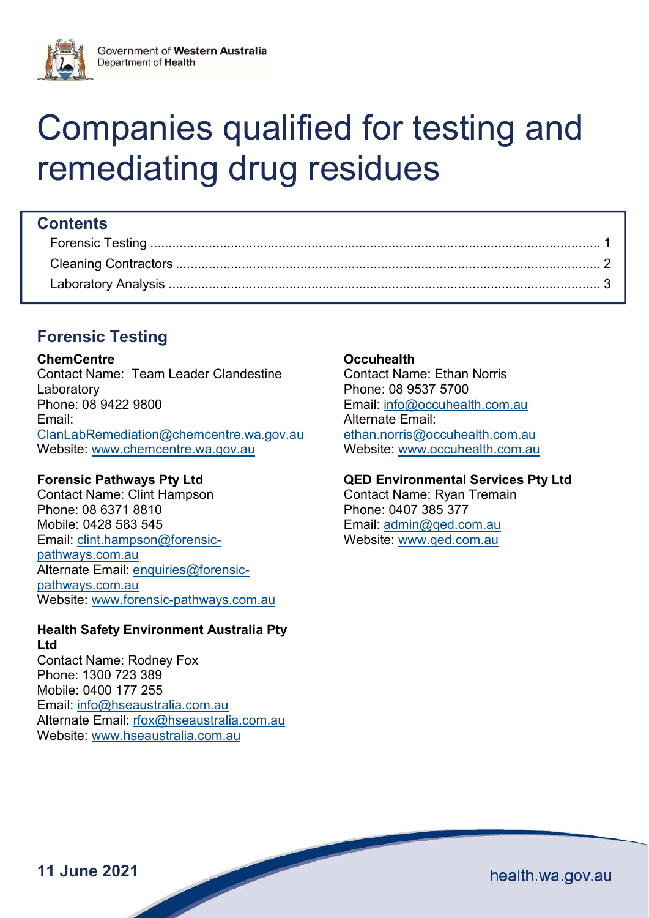Government of **Western Australia**
Department of **Health**

# Companies qualified for testing and remediating drug residues

## Contents

- Forensic Testing ........ 1
- Cleaning Contractors ........ 2
- Laboratory Analysis ........ 3

## Forensic Testing

**ChemCentre**
Contact Name: Team Leader Clandestine Laboratory
Phone: 08 9422 9800
Email: ClanLabRemediation@chemcentre.wa.gov.au
Website: www.chemcentre.wa.gov.au

**Forensic Pathways Pty Ltd**
Contact Name: Clint Hampson
Phone: 08 6371 8810
Mobile: 0428 583 545
Email: clint.hampson@forensic-pathways.com.au
Alternate Email: enquiries@forensic-pathways.com.au
Website: www.forensic-pathways.com.au

**Health Safety Environment Australia Pty Ltd**
Contact Name: Rodney Fox
Phone: 1300 723 389
Mobile: 0400 177 255
Email: info@hseaustralia.com.au
Alternate Email: rfox@hseaustralia.com.au
Website: www.hseaustralia.com.au

**Occuhealth**
Contact Name: Ethan Norris
Phone: 08 9537 5700
Email: info@occuhealth.com.au
Alternate Email: ethan.norris@occuhealth.com.au
Website: www.occuhealth.com.au

**QED Environmental Services Pty Ltd**
Contact Name: Ryan Tremain
Phone: 0407 385 377
Email: admin@qed.com.au
Website: www.qed.com.au

**11 June 2021**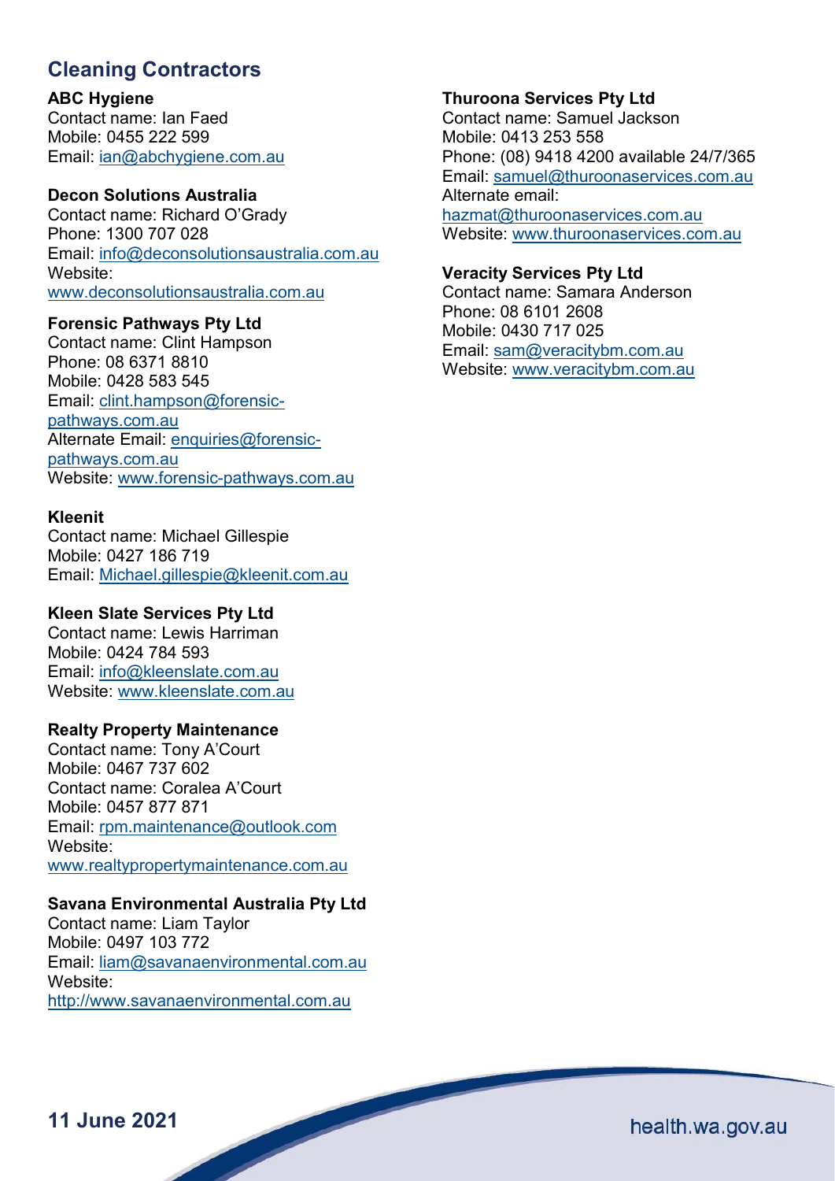## Cleaning Contractors

**ABC Hygiene**
Contact name: Ian Faed
Mobile: 0455 222 599
Email: ian@abchygiene.com.au

**Decon Solutions Australia**
Contact name: Richard O'Grady
Phone: 1300 707 028
Email: info@deconsolutionsaustralia.com.au
Website:
www.deconsolutionsaustralia.com.au

**Forensic Pathways Pty Ltd**
Contact name: Clint Hampson
Phone: 08 6371 8810
Mobile: 0428 583 545
Email: clint.hampson@forensic-pathways.com.au
Alternate Email: enquiries@forensic-pathways.com.au
Website: www.forensic-pathways.com.au

**Kleenit**
Contact name: Michael Gillespie
Mobile: 0427 186 719
Email: Michael.gillespie@kleenit.com.au

**Kleen Slate Services Pty Ltd**
Contact name: Lewis Harriman
Mobile: 0424 784 593
Email: info@kleenslate.com.au
Website: www.kleenslate.com.au

**Realty Property Maintenance**
Contact name: Tony A'Court
Mobile: 0467 737 602
Contact name: Coralea A'Court
Mobile: 0457 877 871
Email: rpm.maintenance@outlook.com
Website:
www.realtypropertymaintenance.com.au

**Savana Environmental Australia Pty Ltd**
Contact name: Liam Taylor
Mobile: 0497 103 772
Email: liam@savanaenvironmental.com.au
Website:
http://www.savanaenvironmental.com.au

**Thuroona Services Pty Ltd**
Contact name: Samuel Jackson
Mobile: 0413 253 558
Phone: (08) 9418 4200 available 24/7/365
Email: samuel@thuroonaservices.com.au
Alternate email:
hazmat@thuroonaservices.com.au
Website: www.thuroonaservices.com.au

**Veracity Services Pty Ltd**
Contact name: Samara Anderson
Phone: 08 6101 2608
Mobile: 0430 717 025
Email: sam@veracitybm.com.au
Website: www.veracitybm.com.au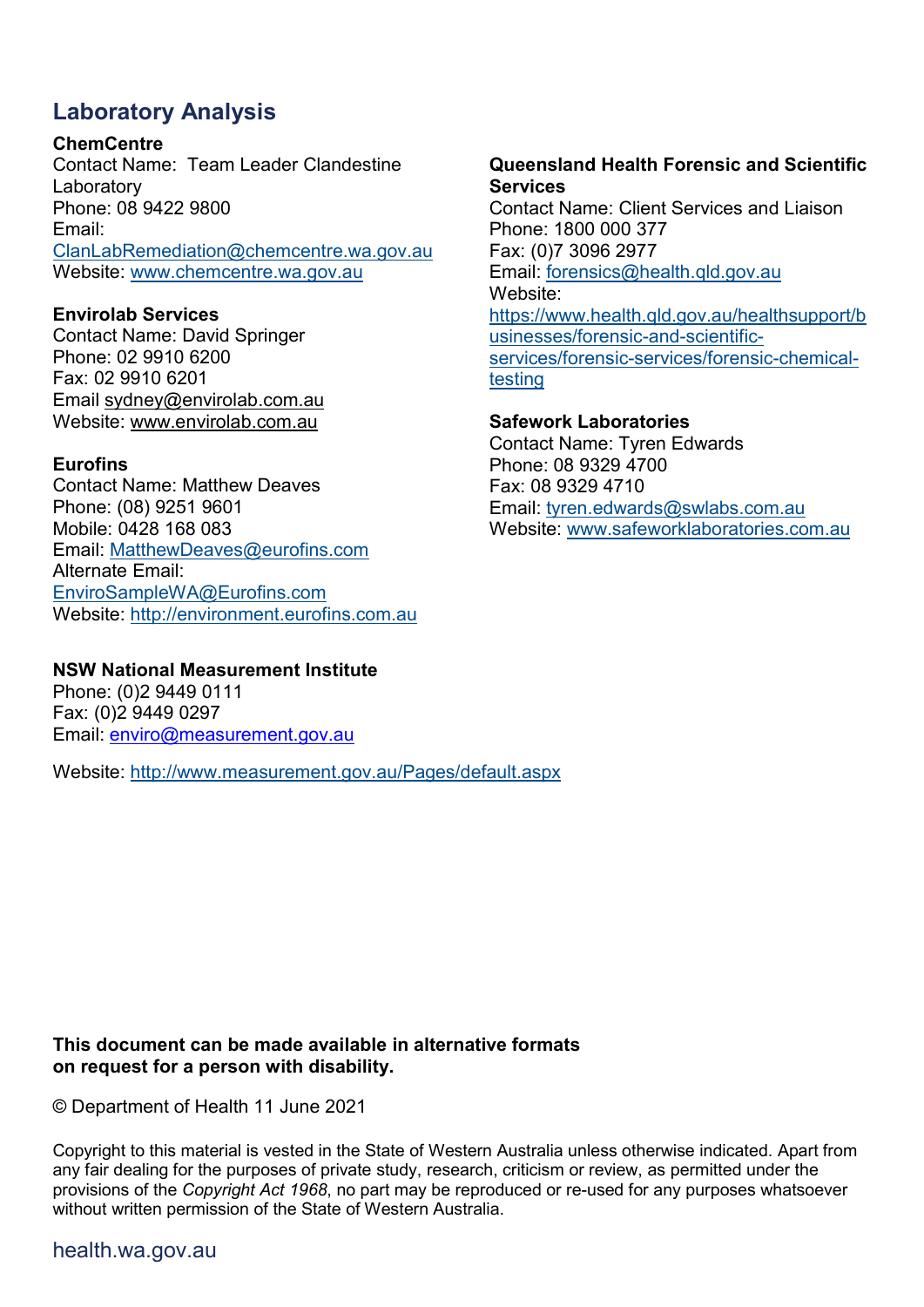## Laboratory Analysis

**ChemCentre**
Contact Name: Team Leader Clandestine Laboratory
Phone: 08 9422 9800
Email: ClanLabRemediation@chemcentre.wa.gov.au
Website: www.chemcentre.wa.gov.au

**Envirolab Services**
Contact Name: David Springer
Phone: 02 9910 6200
Fax: 02 9910 6201
Email sydney@envirolab.com.au
Website: www.envirolab.com.au

**Eurofins**
Contact Name: Matthew Deaves
Phone: (08) 9251 9601
Mobile: 0428 168 083
Email: MatthewDeaves@eurofins.com
Alternate Email: EnviroSampleWA@Eurofins.com
Website: http://environment.eurofins.com.au

**NSW National Measurement Institute**
Phone: (0)2 9449 0111
Fax: (0)2 9449 0297
Email: enviro@measurement.gov.au

Website: http://www.measurement.gov.au/Pages/default.aspx

**Queensland Health Forensic and Scientific Services**
Contact Name: Client Services and Liaison
Phone: 1800 000 377
Fax: (0)7 3096 2977
Email: forensics@health.qld.gov.au
Website: https://www.health.qld.gov.au/healthsupport/businesses/forensic-and-scientific-services/forensic-services/forensic-chemical-testing

**Safework Laboratories**
Contact Name: Tyren Edwards
Phone: 08 9329 4700
Fax: 08 9329 4710
Email: tyren.edwards@swlabs.com.au
Website: www.safeworklaboratories.com.au

**This document can be made available in alternative formats on request for a person with disability.**

© Department of Health 11 June 2021

Copyright to this material is vested in the State of Western Australia unless otherwise indicated. Apart from any fair dealing for the purposes of private study, research, criticism or review, as permitted under the provisions of the *Copyright Act 1968*, no part may be reproduced or re-used for any purposes whatsoever without written permission of the State of Western Australia.

health.wa.gov.au